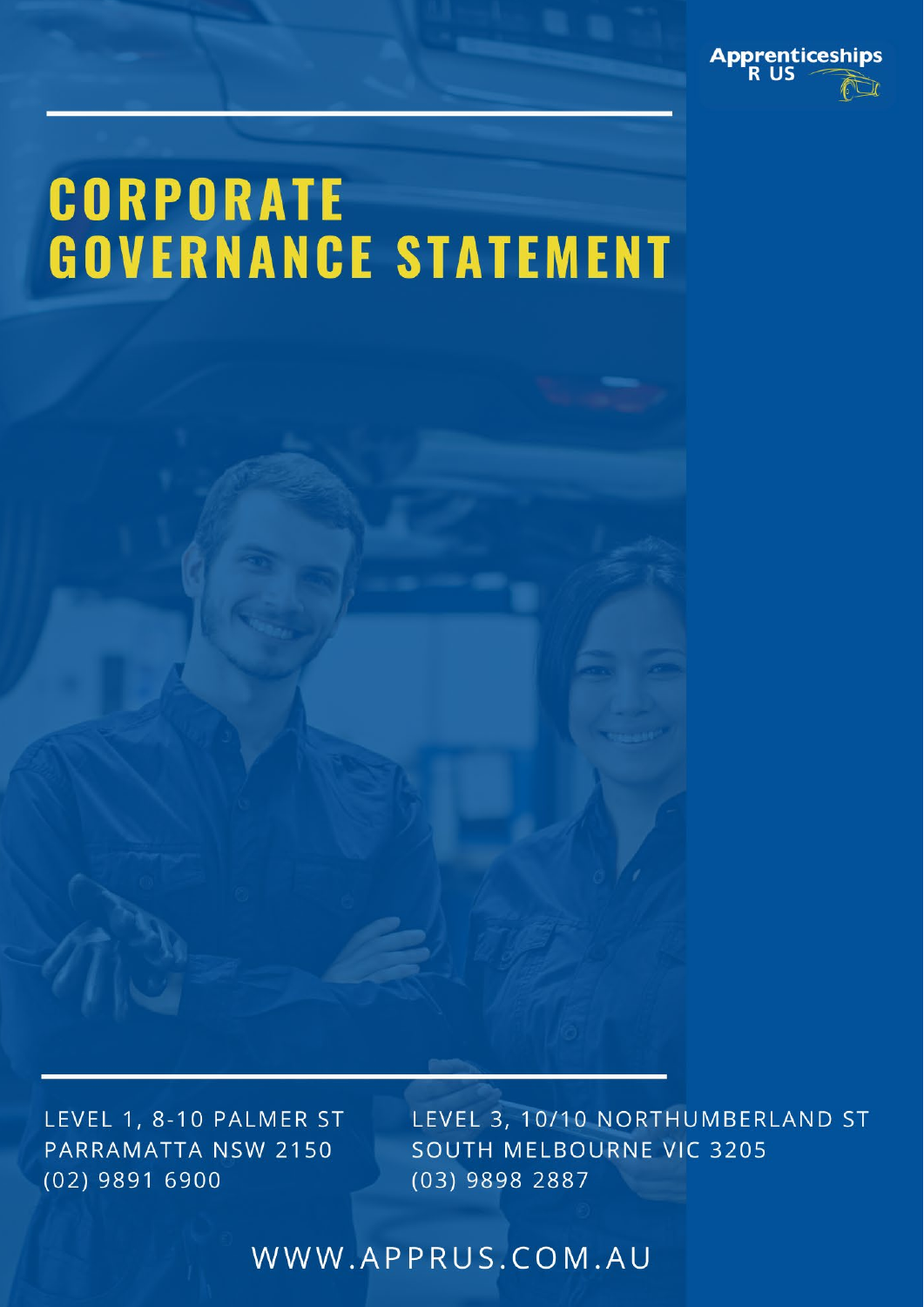Apprenticeships R US

# CORPORATE GOVERNANCE STATEMENT

LEVEL 1, 8-10 PALMER ST
PARRAMATTA NSW 2150
(02) 9891 6900

LEVEL 3, 10/10 NORTHUMBERLAND ST
SOUTH MELBOURNE VIC 3205
(03) 9898 2887

WWW.APPRUS.COM.AU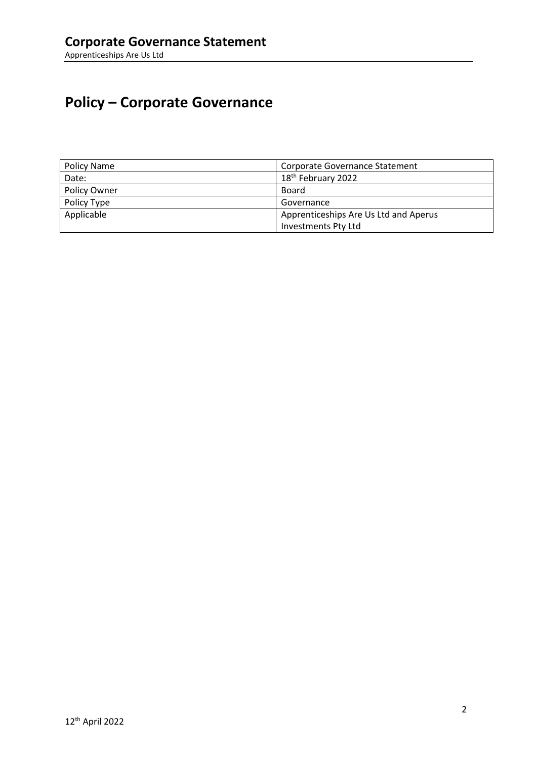# Policy – Corporate Governance

| Policy Name | Corporate Governance Statement |
|---|---|
| Date: | 18th February 2022 |
| Policy Owner | Board |
| Policy Type | Governance |
| Applicable | Apprenticeships Are Us Ltd and Aperus Investments Pty Ltd |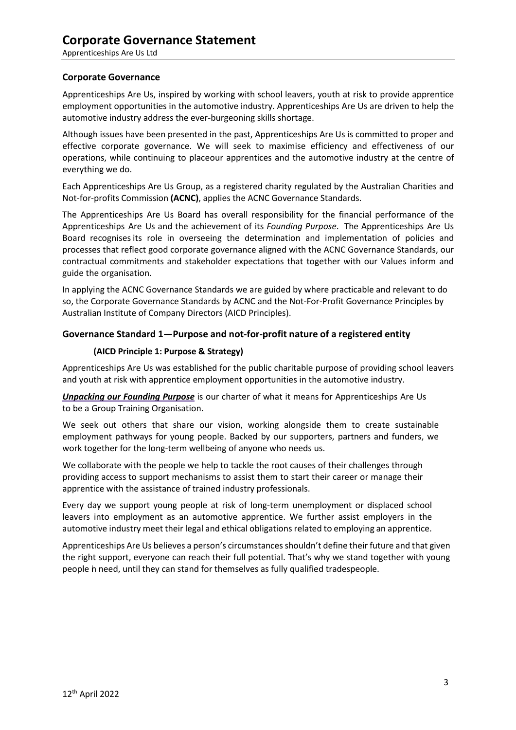## Corporate Governance

Apprenticeships Are Us, inspired by working with school leavers, youth at risk to provide apprentice employment opportunities in the automotive industry. Apprenticeships Are Us are driven to help the automotive industry address the ever-burgeoning skills shortage.

Although issues have been presented in the past, Apprenticeships Are Us is committed to proper and effective corporate governance. We will seek to maximise efficiency and effectiveness of our operations, while continuing to placeour apprentices and the automotive industry at the centre of everything we do.

Each Apprenticeships Are Us Group, as a registered charity regulated by the Australian Charities and Not-for-profits Commission **(ACNC)**, applies the ACNC Governance Standards.

The Apprenticeships Are Us Board has overall responsibility for the financial performance of the Apprenticeships Are Us and the achievement of its *Founding Purpose*. The Apprenticeships Are Us Board recognises its role in overseeing the determination and implementation of policies and processes that reflect good corporate governance aligned with the ACNC Governance Standards, our contractual commitments and stakeholder expectations that together with our Values inform and guide the organisation.

In applying the ACNC Governance Standards we are guided by where practicable and relevant to do so, the Corporate Governance Standards by ACNC and the Not-For-Profit Governance Principles by Australian Institute of Company Directors (AICD Principles).

## Governance Standard 1—Purpose and not-for-profit nature of a registered entity

### (AICD Principle 1: Purpose & Strategy)

Apprenticeships Are Us was established for the public charitable purpose of providing school leavers and youth at risk with apprentice employment opportunities in the automotive industry.

***Unpacking our Founding Purpose*** is our charter of what it means for Apprenticeships Are Us to be a Group Training Organisation.

We seek out others that share our vision, working alongside them to create sustainable employment pathways for young people. Backed by our supporters, partners and funders, we work together for the long-term wellbeing of anyone who needs us.

We collaborate with the people we help to tackle the root causes of their challenges through providing access to support mechanisms to assist them to start their career or manage their apprentice with the assistance of trained industry professionals.

Every day we support young people at risk of long-term unemployment or displaced school leavers into employment as an automotive apprentice. We further assist employers in the automotive industry meet their legal and ethical obligations related to employing an apprentice.

Apprenticeships Are Us believes a person's circumstances shouldn't define their future and that given the right support, everyone can reach their full potential. That's why we stand together with young people in need, until they can stand for themselves as fully qualified tradespeople.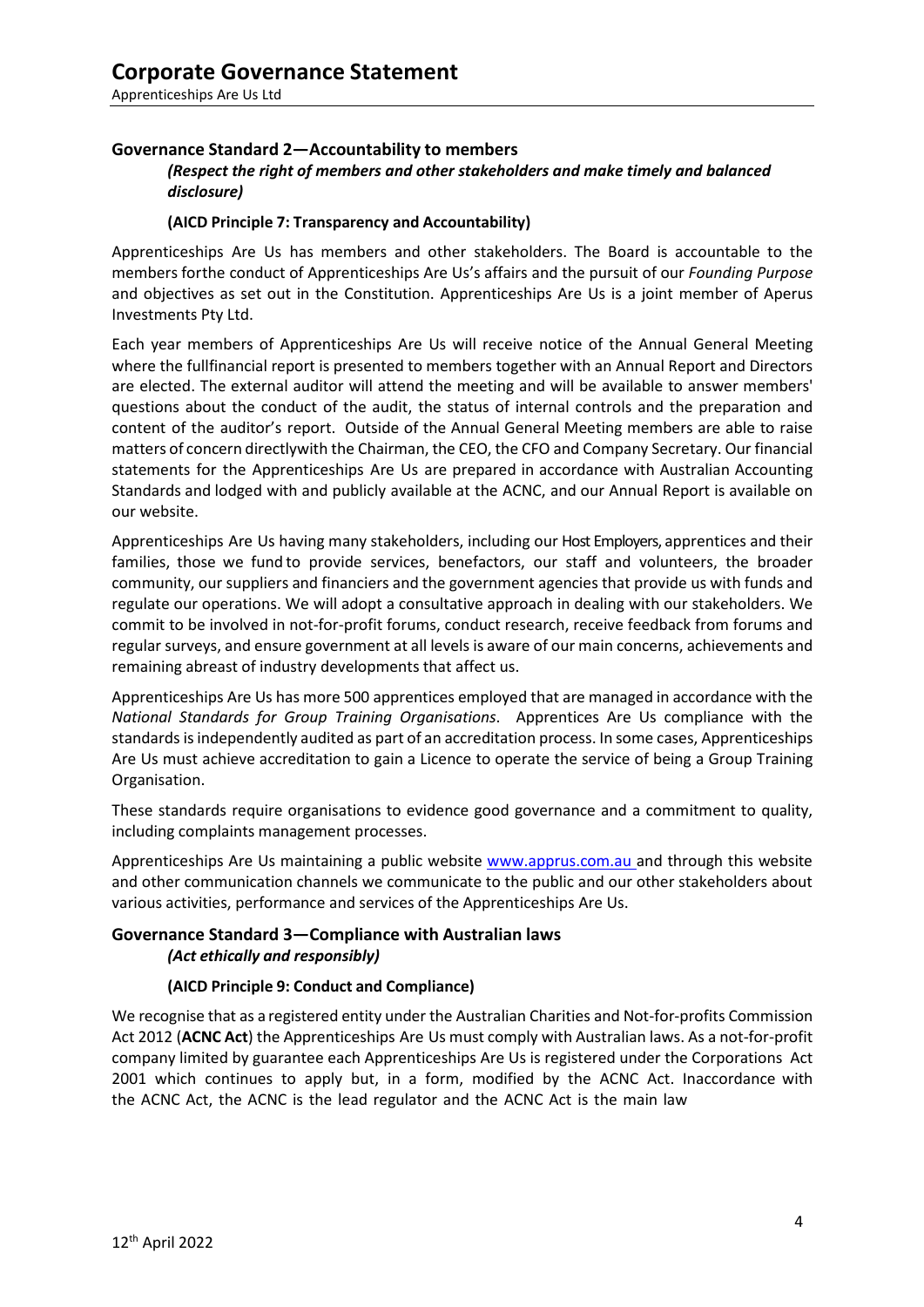## Governance Standard 2—Accountability to members

*(Respect the right of members and other stakeholders and make timely and balanced disclosure)*

**(AICD Principle 7: Transparency and Accountability)**

Apprenticeships Are Us has members and other stakeholders. The Board is accountable to the members forthe conduct of Apprenticeships Are Us's affairs and the pursuit of our *Founding Purpose* and objectives as set out in the Constitution. Apprenticeships Are Us is a joint member of Aperus Investments Pty Ltd.

Each year members of Apprenticeships Are Us will receive notice of the Annual General Meeting where the fullfinancial report is presented to members together with an Annual Report and Directors are elected. The external auditor will attend the meeting and will be available to answer members' questions about the conduct of the audit, the status of internal controls and the preparation and content of the auditor's report. Outside of the Annual General Meeting members are able to raise matters of concern directlywith the Chairman, the CEO, the CFO and Company Secretary. Our financial statements for the Apprenticeships Are Us are prepared in accordance with Australian Accounting Standards and lodged with and publicly available at the ACNC, and our Annual Report is available on our website.

Apprenticeships Are Us having many stakeholders, including our Host Employers, apprentices and their families, those we fund to provide services, benefactors, our staff and volunteers, the broader community, our suppliers and financiers and the government agencies that provide us with funds and regulate our operations. We will adopt a consultative approach in dealing with our stakeholders. We commit to be involved in not-for-profit forums, conduct research, receive feedback from forums and regular surveys, and ensure government at all levels is aware of our main concerns, achievements and remaining abreast of industry developments that affect us.

Apprenticeships Are Us has more 500 apprentices employed that are managed in accordance with the *National Standards for Group Training Organisations*. Apprentices Are Us compliance with the standards is independently audited as part of an accreditation process. In some cases, Apprenticeships Are Us must achieve accreditation to gain a Licence to operate the service of being a Group Training Organisation.

These standards require organisations to evidence good governance and a commitment to quality, including complaints management processes.

Apprenticeships Are Us maintaining a public website [www.apprus.com.au](http://www.apprus.com.au) and through this website and other communication channels we communicate to the public and our other stakeholders about various activities, performance and services of the Apprenticeships Are Us.

## Governance Standard 3—Compliance with Australian laws

*(Act ethically and responsibly)*

**(AICD Principle 9: Conduct and Compliance)**

We recognise that as a registered entity under the Australian Charities and Not-for-profits Commission Act 2012 (**ACNC Act**) the Apprenticeships Are Us must comply with Australian laws. As a not-for-profit company limited by guarantee each Apprenticeships Are Us is registered under the Corporations Act 2001 which continues to apply but, in a form, modified by the ACNC Act. Inaccordance with the ACNC Act, the ACNC is the lead regulator and the ACNC Act is the main law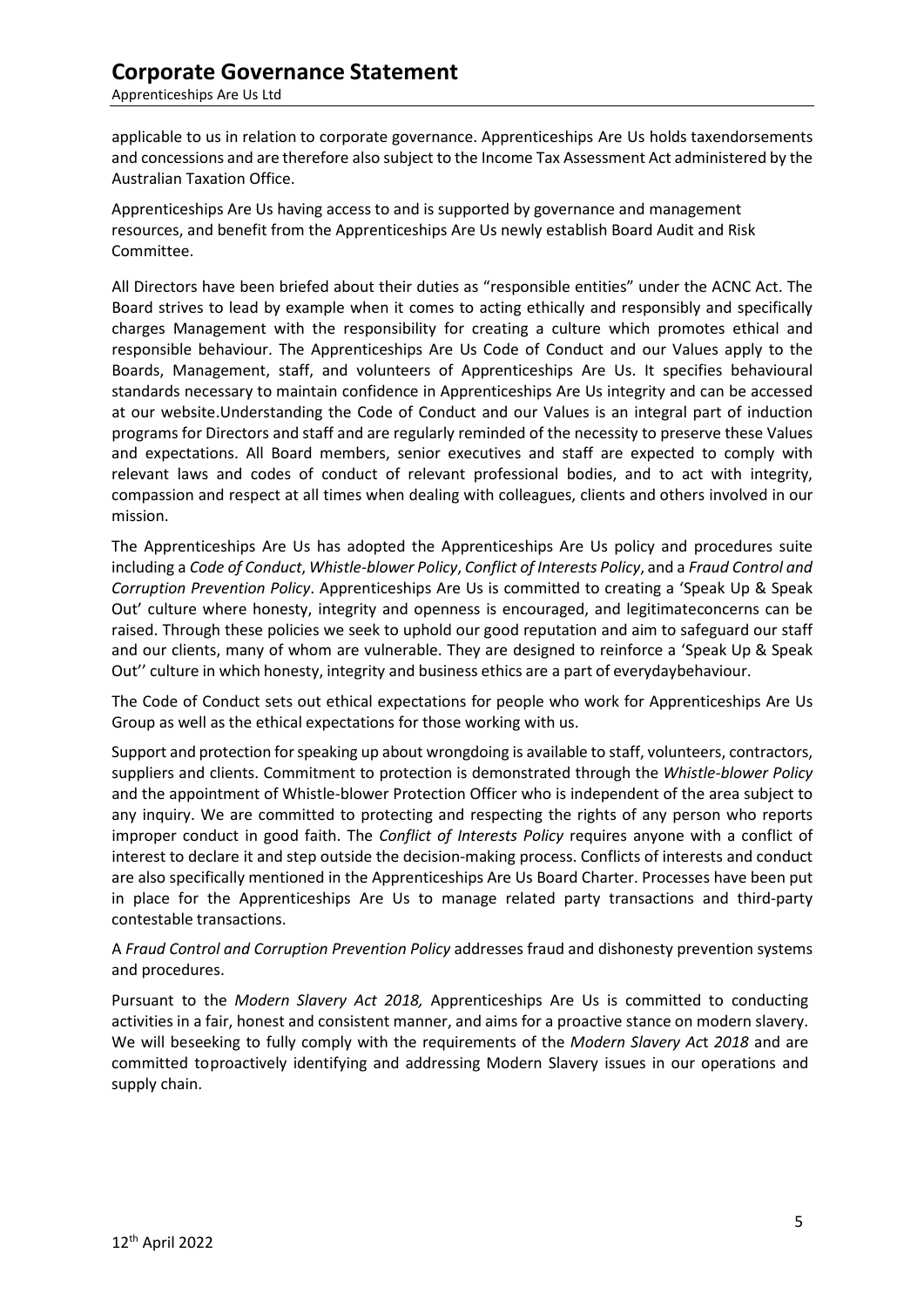applicable to us in relation to corporate governance. Apprenticeships Are Us holds taxendorsements and concessions and are therefore also subject to the Income Tax Assessment Act administered by the Australian Taxation Office.

Apprenticeships Are Us having access to and is supported by governance and management resources, and benefit from the Apprenticeships Are Us newly establish Board Audit and Risk Committee.

All Directors have been briefed about their duties as "responsible entities" under the ACNC Act. The Board strives to lead by example when it comes to acting ethically and responsibly and specifically charges Management with the responsibility for creating a culture which promotes ethical and responsible behaviour. The Apprenticeships Are Us Code of Conduct and our Values apply to the Boards, Management, staff, and volunteers of Apprenticeships Are Us. It specifies behavioural standards necessary to maintain confidence in Apprenticeships Are Us integrity and can be accessed at our website.Understanding the Code of Conduct and our Values is an integral part of induction programs for Directors and staff and are regularly reminded of the necessity to preserve these Values and expectations. All Board members, senior executives and staff are expected to comply with relevant laws and codes of conduct of relevant professional bodies, and to act with integrity, compassion and respect at all times when dealing with colleagues, clients and others involved in our mission.

The Apprenticeships Are Us has adopted the Apprenticeships Are Us policy and procedures suite including a *Code of Conduct*, *Whistle-blower Policy*, *Conflict of Interests Policy*, and a *Fraud Control and Corruption Prevention Policy*. Apprenticeships Are Us is committed to creating a 'Speak Up & Speak Out' culture where honesty, integrity and openness is encouraged, and legitimateconcerns can be raised. Through these policies we seek to uphold our good reputation and aim to safeguard our staff and our clients, many of whom are vulnerable. They are designed to reinforce a 'Speak Up & Speak Out'' culture in which honesty, integrity and business ethics are a part of everydaybehaviour.

The Code of Conduct sets out ethical expectations for people who work for Apprenticeships Are Us Group as well as the ethical expectations for those working with us.

Support and protection for speaking up about wrongdoing is available to staff, volunteers, contractors, suppliers and clients. Commitment to protection is demonstrated through the *Whistle-blower Policy* and the appointment of Whistle-blower Protection Officer who is independent of the area subject to any inquiry. We are committed to protecting and respecting the rights of any person who reports improper conduct in good faith. The *Conflict of Interests Policy* requires anyone with a conflict of interest to declare it and step outside the decision-making process. Conflicts of interests and conduct are also specifically mentioned in the Apprenticeships Are Us Board Charter. Processes have been put in place for the Apprenticeships Are Us to manage related party transactions and third-party contestable transactions.

A *Fraud Control and Corruption Prevention Policy* addresses fraud and dishonesty prevention systems and procedures.

Pursuant to the *Modern Slavery Act 2018,* Apprenticeships Are Us is committed to conducting activities in a fair, honest and consistent manner, and aims for a proactive stance on modern slavery. We will beseeking to fully comply with the requirements of the *Modern Slavery Act 2018* and are committed toproactively identifying and addressing Modern Slavery issues in our operations and supply chain.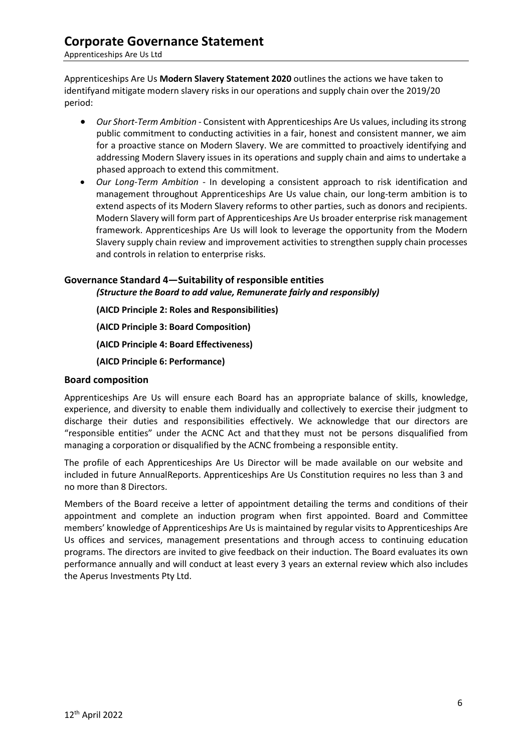Apprenticeships Are Us **Modern Slavery Statement 2020** outlines the actions we have taken to identifyand mitigate modern slavery risks in our operations and supply chain over the 2019/20 period:

- *Our Short-Term Ambition* - Consistent with Apprenticeships Are Us values, including its strong public commitment to conducting activities in a fair, honest and consistent manner, we aim for a proactive stance on Modern Slavery. We are committed to proactively identifying and addressing Modern Slavery issues in its operations and supply chain and aims to undertake a phased approach to extend this commitment.
- *Our Long-Term Ambition* - In developing a consistent approach to risk identification and management throughout Apprenticeships Are Us value chain, our long-term ambition is to extend aspects of its Modern Slavery reforms to other parties, such as donors and recipients. Modern Slavery will form part of Apprenticeships Are Us broader enterprise risk management framework. Apprenticeships Are Us will look to leverage the opportunity from the Modern Slavery supply chain review and improvement activities to strengthen supply chain processes and controls in relation to enterprise risks.

## Governance Standard 4—Suitability of responsible entities

***(Structure the Board to add value, Remunerate fairly and responsibly)***

**(AICD Principle 2: Roles and Responsibilities)**

**(AICD Principle 3: Board Composition)**

**(AICD Principle 4: Board Effectiveness)**

**(AICD Principle 6: Performance)**

## Board composition

Apprenticeships Are Us will ensure each Board has an appropriate balance of skills, knowledge, experience, and diversity to enable them individually and collectively to exercise their judgment to discharge their duties and responsibilities effectively. We acknowledge that our directors are "responsible entities" under the ACNC Act and thatthey must not be persons disqualified from managing a corporation or disqualified by the ACNC frombeing a responsible entity.

The profile of each Apprenticeships Are Us Director will be made available on our website and included in future AnnualReports. Apprenticeships Are Us Constitution requires no less than 3 and no more than 8 Directors.

Members of the Board receive a letter of appointment detailing the terms and conditions of their appointment and complete an induction program when first appointed. Board and Committee members' knowledge of Apprenticeships Are Us is maintained by regular visits to Apprenticeships Are Us offices and services, management presentations and through access to continuing education programs. The directors are invited to give feedback on their induction. The Board evaluates its own performance annually and will conduct at least every 3 years an external review which also includes the Aperus Investments Pty Ltd.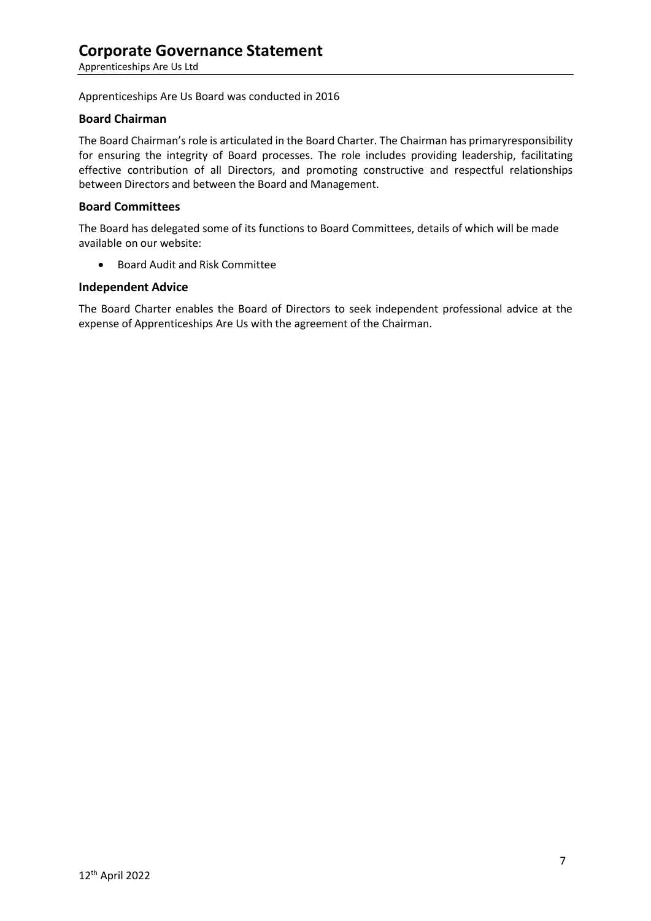Apprenticeships Are Us Board was conducted in 2016

### Board Chairman

The Board Chairman's role is articulated in the Board Charter. The Chairman has primaryresponsibility for ensuring the integrity of Board processes. The role includes providing leadership, facilitating effective contribution of all Directors, and promoting constructive and respectful relationships between Directors and between the Board and Management.

### Board Committees

The Board has delegated some of its functions to Board Committees, details of which will be made available on our website:

- Board Audit and Risk Committee

### Independent Advice

The Board Charter enables the Board of Directors to seek independent professional advice at the expense of Apprenticeships Are Us with the agreement of the Chairman.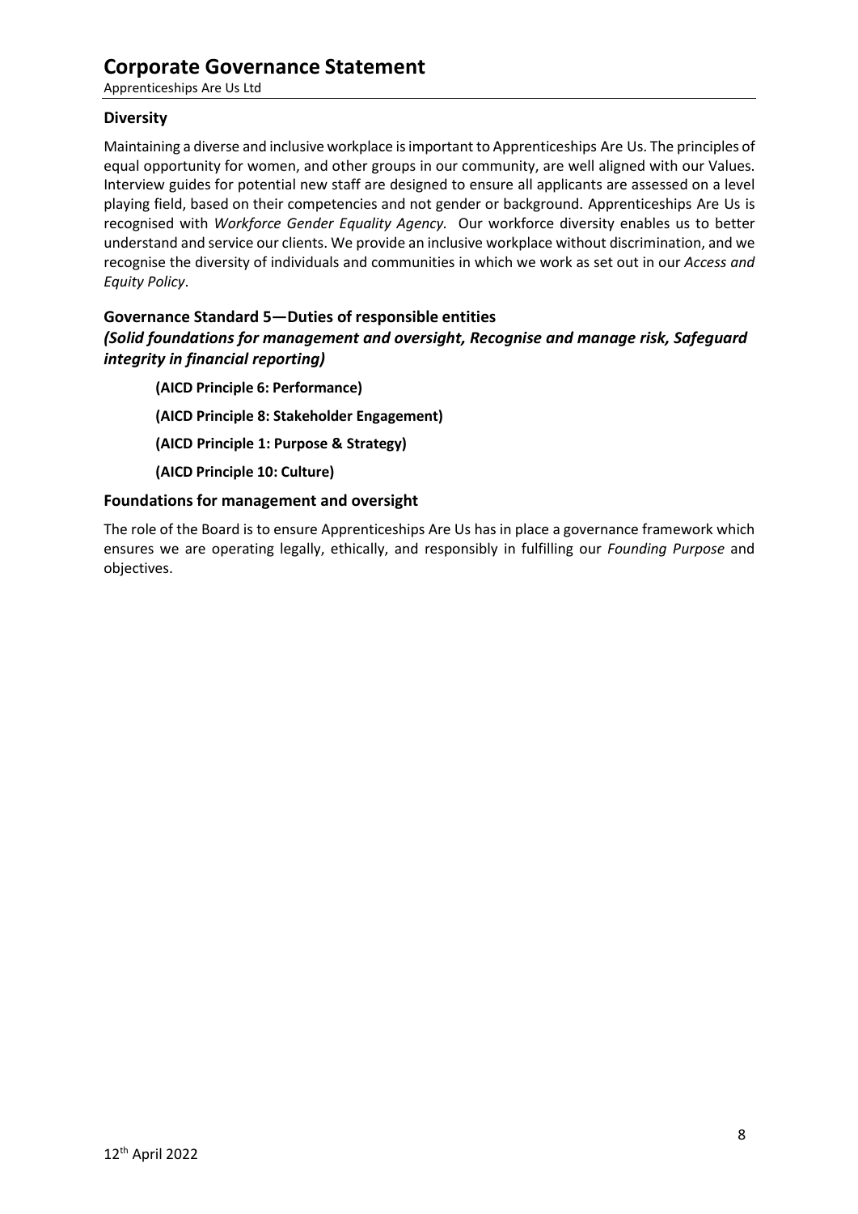### Diversity

Maintaining a diverse and inclusive workplace is important to Apprenticeships Are Us. The principles of equal opportunity for women, and other groups in our community, are well aligned with our Values. Interview guides for potential new staff are designed to ensure all applicants are assessed on a level playing field, based on their competencies and not gender or background. Apprenticeships Are Us is recognised with *Workforce Gender Equality Agency.* Our workforce diversity enables us to better understand and service our clients. We provide an inclusive workplace without discrimination, and we recognise the diversity of individuals and communities in which we work as set out in our *Access and Equity Policy*.

### Governance Standard 5—Duties of responsible entities

***(Solid foundations for management and oversight, Recognise and manage risk, Safeguard integrity in financial reporting)***

**(AICD Principle 6: Performance)**

**(AICD Principle 8: Stakeholder Engagement)**

**(AICD Principle 1: Purpose & Strategy)**

**(AICD Principle 10: Culture)**

### Foundations for management and oversight

The role of the Board is to ensure Apprenticeships Are Us has in place a governance framework which ensures we are operating legally, ethically, and responsibly in fulfilling our *Founding Purpose* and objectives.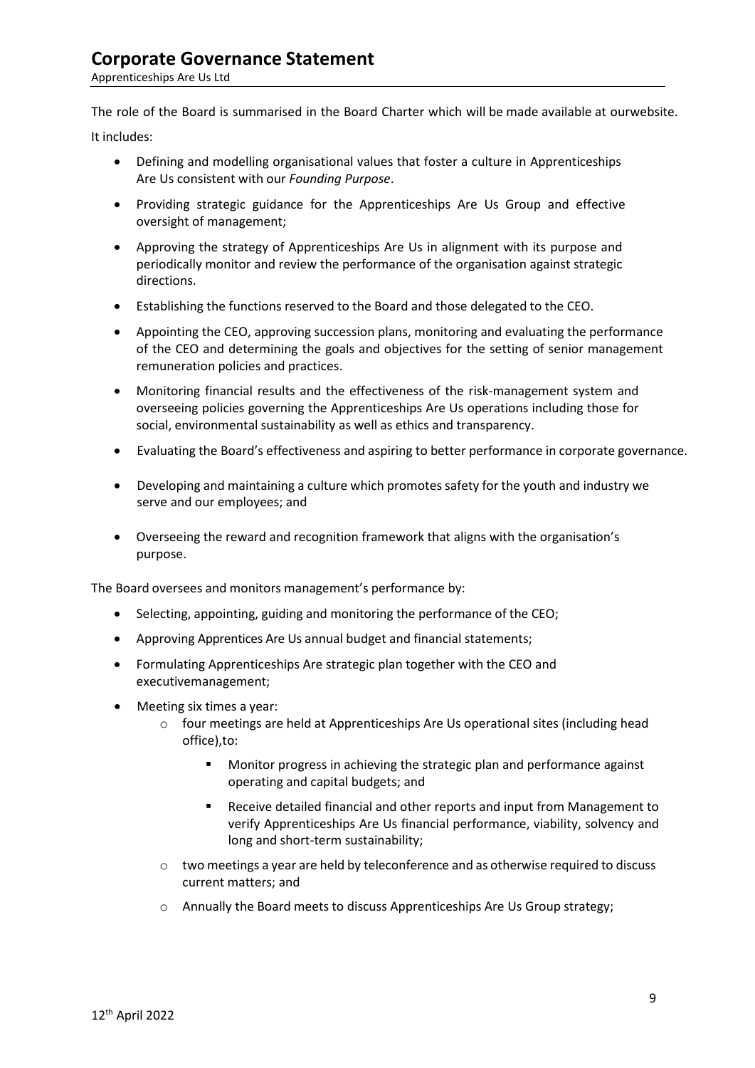The role of the Board is summarised in the Board Charter which will be made available at ourwebsite.

It includes:

- Defining and modelling organisational values that foster a culture in Apprenticeships Are Us consistent with our *Founding Purpose*.
- Providing strategic guidance for the Apprenticeships Are Us Group and effective oversight of management;
- Approving the strategy of Apprenticeships Are Us in alignment with its purpose and periodically monitor and review the performance of the organisation against strategic directions.
- Establishing the functions reserved to the Board and those delegated to the CEO.
- Appointing the CEO, approving succession plans, monitoring and evaluating the performance of the CEO and determining the goals and objectives for the setting of senior management remuneration policies and practices.
- Monitoring financial results and the effectiveness of the risk-management system and overseeing policies governing the Apprenticeships Are Us operations including those for social, environmental sustainability as well as ethics and transparency.
- Evaluating the Board's effectiveness and aspiring to better performance in corporate governance.
- Developing and maintaining a culture which promotes safety for the youth and industry we serve and our employees; and
- Overseeing the reward and recognition framework that aligns with the organisation's purpose.

The Board oversees and monitors management's performance by:

- Selecting, appointing, guiding and monitoring the performance of the CEO;
- Approving Apprentices Are Us annual budget and financial statements;
- Formulating Apprenticeships Are strategic plan together with the CEO and executivemanagement;
- Meeting six times a year:
  - four meetings are held at Apprenticeships Are Us operational sites (including head office),to:
    - Monitor progress in achieving the strategic plan and performance against operating and capital budgets; and
    - Receive detailed financial and other reports and input from Management to verify Apprenticeships Are Us financial performance, viability, solvency and long and short-term sustainability;
  - two meetings a year are held by teleconference and as otherwise required to discuss current matters; and
  - Annually the Board meets to discuss Apprenticeships Are Us Group strategy;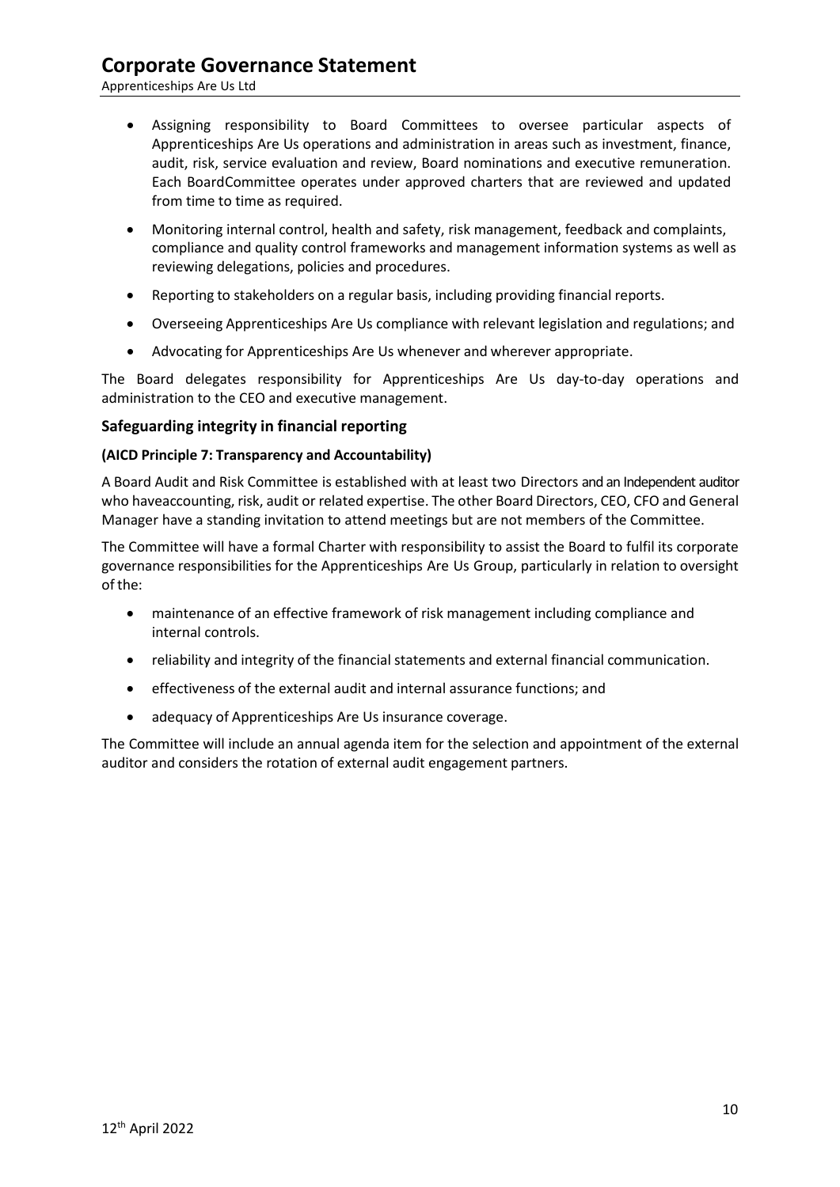- Assigning responsibility to Board Committees to oversee particular aspects of Apprenticeships Are Us operations and administration in areas such as investment, finance, audit, risk, service evaluation and review, Board nominations and executive remuneration. Each BoardCommittee operates under approved charters that are reviewed and updated from time to time as required.
- Monitoring internal control, health and safety, risk management, feedback and complaints, compliance and quality control frameworks and management information systems as well as reviewing delegations, policies and procedures.
- Reporting to stakeholders on a regular basis, including providing financial reports.
- Overseeing Apprenticeships Are Us compliance with relevant legislation and regulations; and
- Advocating for Apprenticeships Are Us whenever and wherever appropriate.

The Board delegates responsibility for Apprenticeships Are Us day-to-day operations and administration to the CEO and executive management.

### Safeguarding integrity in financial reporting

**(AICD Principle 7: Transparency and Accountability)**

A Board Audit and Risk Committee is established with at least two Directors and an Independent auditor who haveaccounting, risk, audit or related expertise. The other Board Directors, CEO, CFO and General Manager have a standing invitation to attend meetings but are not members of the Committee.

The Committee will have a formal Charter with responsibility to assist the Board to fulfil its corporate governance responsibilities for the Apprenticeships Are Us Group, particularly in relation to oversight of the:

- maintenance of an effective framework of risk management including compliance and internal controls.
- reliability and integrity of the financial statements and external financial communication.
- effectiveness of the external audit and internal assurance functions; and
- adequacy of Apprenticeships Are Us insurance coverage.

The Committee will include an annual agenda item for the selection and appointment of the external auditor and considers the rotation of external audit engagement partners.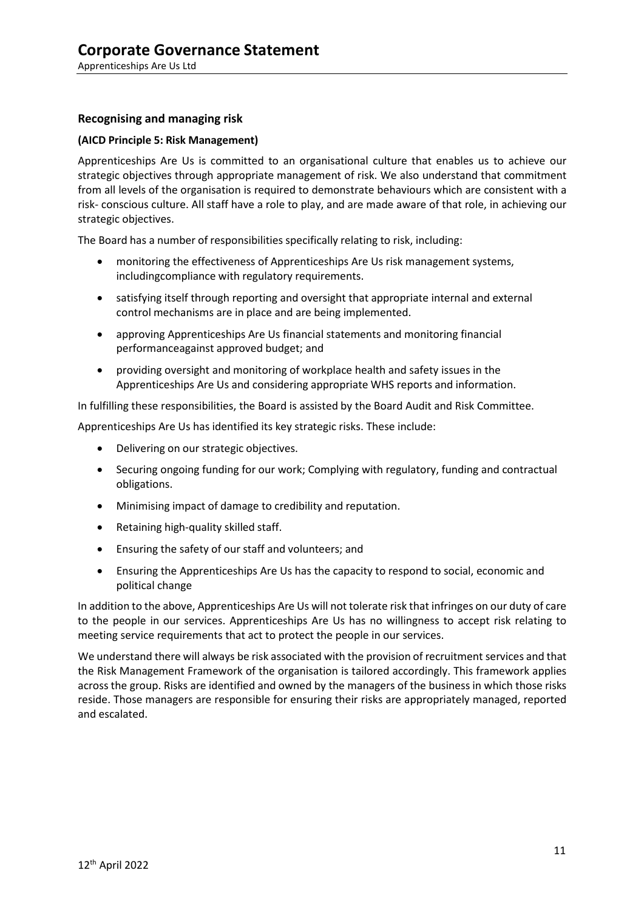### Recognising and managing risk

**(AICD Principle 5: Risk Management)**

Apprenticeships Are Us is committed to an organisational culture that enables us to achieve our strategic objectives through appropriate management of risk. We also understand that commitment from all levels of the organisation is required to demonstrate behaviours which are consistent with a risk- conscious culture. All staff have a role to play, and are made aware of that role, in achieving our strategic objectives.

The Board has a number of responsibilities specifically relating to risk, including:

- monitoring the effectiveness of Apprenticeships Are Us risk management systems, includingcompliance with regulatory requirements.
- satisfying itself through reporting and oversight that appropriate internal and external control mechanisms are in place and are being implemented.
- approving Apprenticeships Are Us financial statements and monitoring financial performanceagainst approved budget; and
- providing oversight and monitoring of workplace health and safety issues in the Apprenticeships Are Us and considering appropriate WHS reports and information.

In fulfilling these responsibilities, the Board is assisted by the Board Audit and Risk Committee.

Apprenticeships Are Us has identified its key strategic risks. These include:

- Delivering on our strategic objectives.
- Securing ongoing funding for our work; Complying with regulatory, funding and contractual obligations.
- Minimising impact of damage to credibility and reputation.
- Retaining high-quality skilled staff.
- Ensuring the safety of our staff and volunteers; and
- Ensuring the Apprenticeships Are Us has the capacity to respond to social, economic and political change

In addition to the above, Apprenticeships Are Us will not tolerate risk that infringes on our duty of care to the people in our services. Apprenticeships Are Us has no willingness to accept risk relating to meeting service requirements that act to protect the people in our services.

We understand there will always be risk associated with the provision of recruitment services and that the Risk Management Framework of the organisation is tailored accordingly. This framework applies across the group. Risks are identified and owned by the managers of the business in which those risks reside. Those managers are responsible for ensuring their risks are appropriately managed, reported and escalated.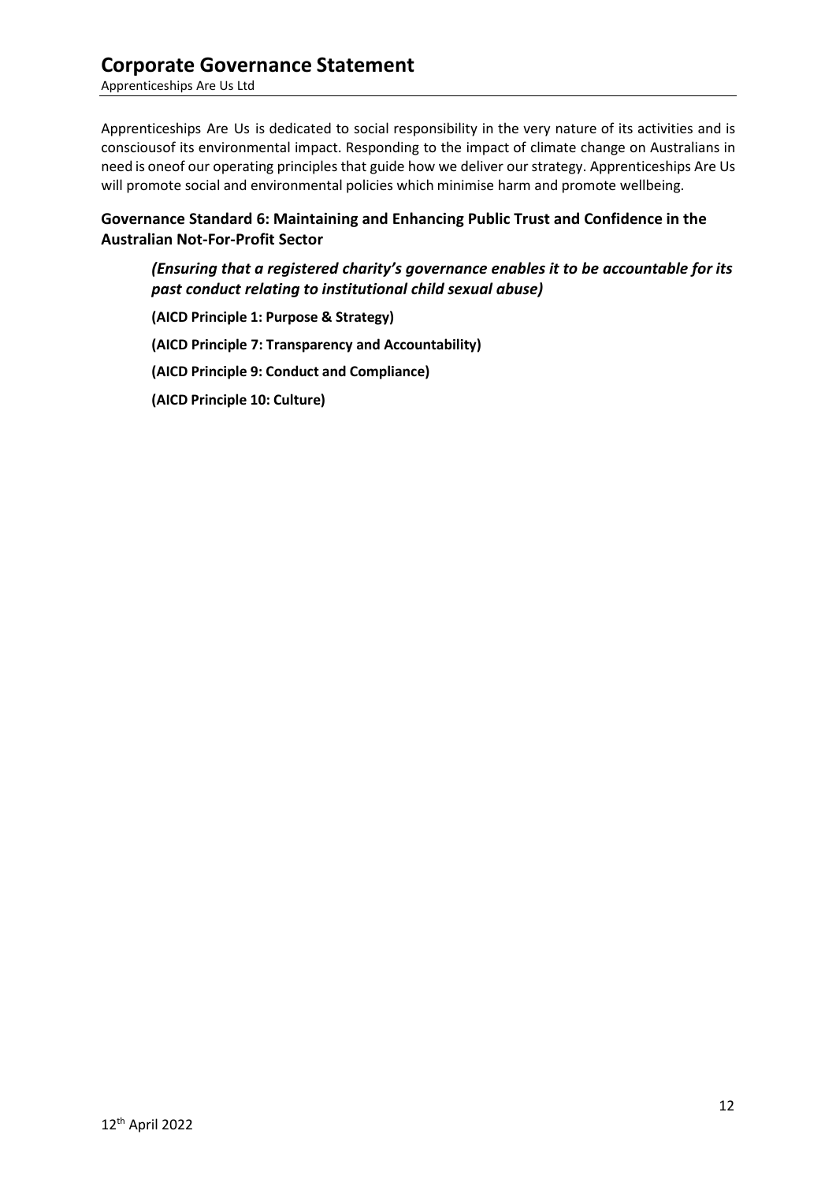Apprenticeships Are Us is dedicated to social responsibility in the very nature of its activities and is consciousof its environmental impact. Responding to the impact of climate change on Australians in need is oneof our operating principles that guide how we deliver our strategy. Apprenticeships Are Us will promote social and environmental policies which minimise harm and promote wellbeing.

### Governance Standard 6: Maintaining and Enhancing Public Trust and Confidence in the Australian Not-For-Profit Sector

***(Ensuring that a registered charity's governance enables it to be accountable for its past conduct relating to institutional child sexual abuse)***

**(AICD Principle 1: Purpose & Strategy)**

**(AICD Principle 7: Transparency and Accountability)**

**(AICD Principle 9: Conduct and Compliance)**

**(AICD Principle 10: Culture)**